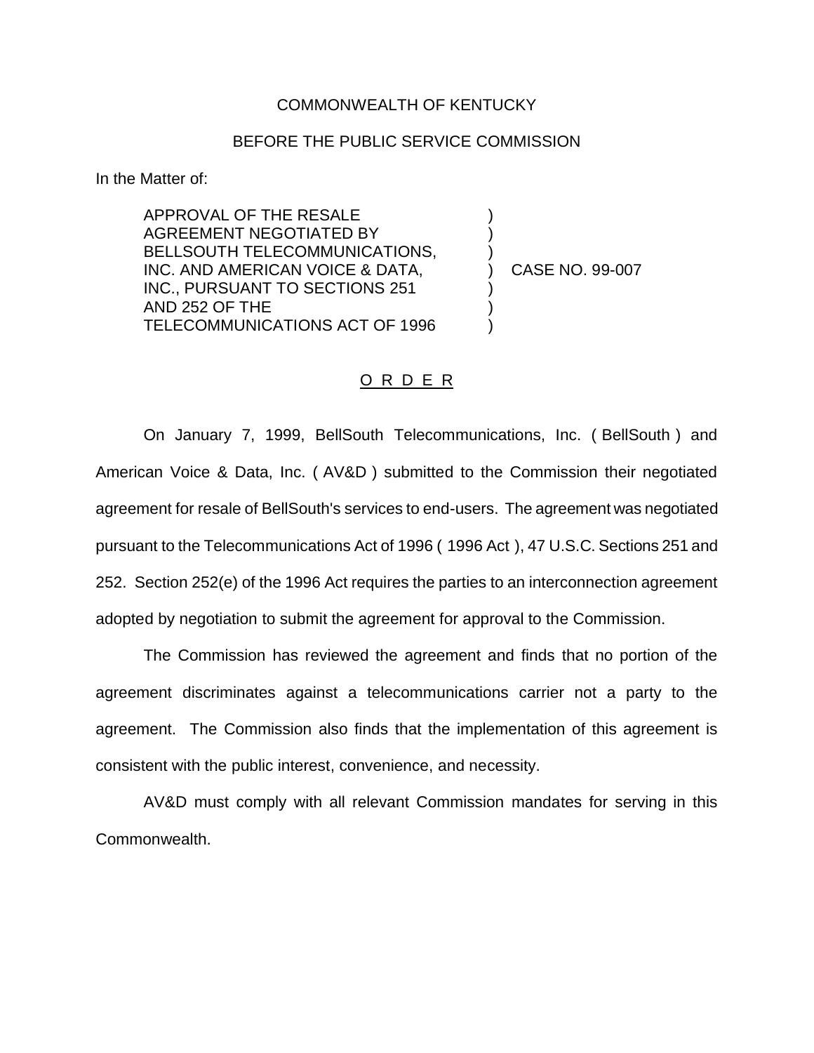COMMONWEALTH OF KENTUCKY

BEFORE THE PUBLIC SERVICE COMMISSION

In the Matter of:

APPROVAL OF THE RESALE AGREEMENT NEGOTIATED BY BELLSOUTH TELECOMMUNICATIONS, INC. AND AMERICAN VOICE & DATA, INC., PURSUANT TO SECTIONS 251 AND 252 OF THE TELECOMMUNICATIONS ACT OF 1996 ) CASE NO. 99-007

O R D E R

On January 7, 1999, BellSouth Telecommunications, Inc. ( BellSouth ) and American Voice & Data, Inc. ( AV&D ) submitted to the Commission their negotiated agreement for resale of BellSouth's services to end-users. The agreement was negotiated pursuant to the Telecommunications Act of 1996 ( 1996 Act ), 47 U.S.C. Sections 251 and 252. Section 252(e) of the 1996 Act requires the parties to an interconnection agreement adopted by negotiation to submit the agreement for approval to the Commission.

The Commission has reviewed the agreement and finds that no portion of the agreement discriminates against a telecommunications carrier not a party to the agreement. The Commission also finds that the implementation of this agreement is consistent with the public interest, convenience, and necessity.

AV&D must comply with all relevant Commission mandates for serving in this Commonwealth.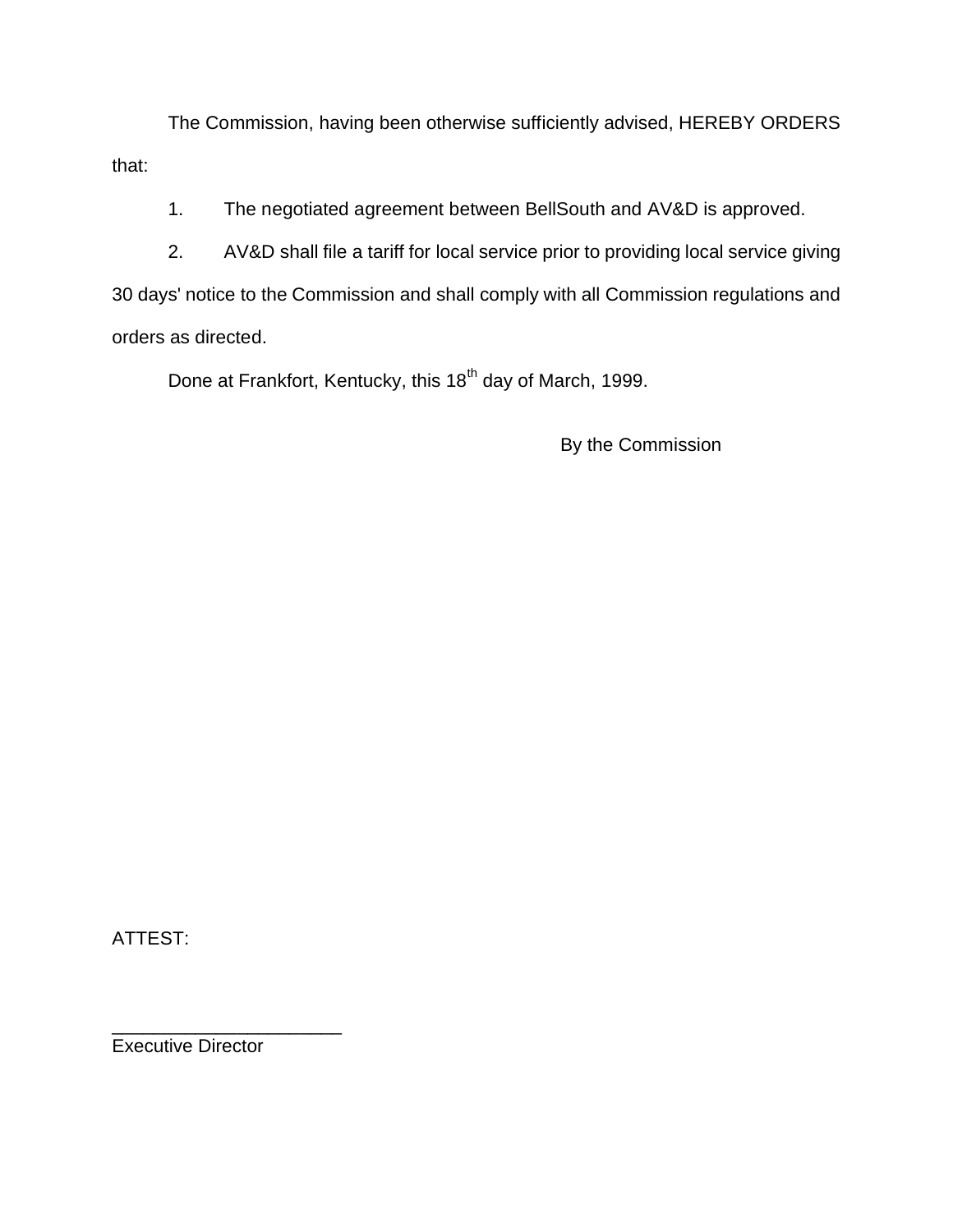The Commission, having been otherwise sufficiently advised, HEREBY ORDERS that:

1. The negotiated agreement between BellSouth and AV&D is approved.

2. AV&D shall file a tariff for local service prior to providing local service giving 30 days' notice to the Commission and shall comply with all Commission regulations and orders as directed.

Done at Frankfort, Kentucky, this 18th day of March, 1999.

By the Commission

ATTEST:

______________________
Executive Director